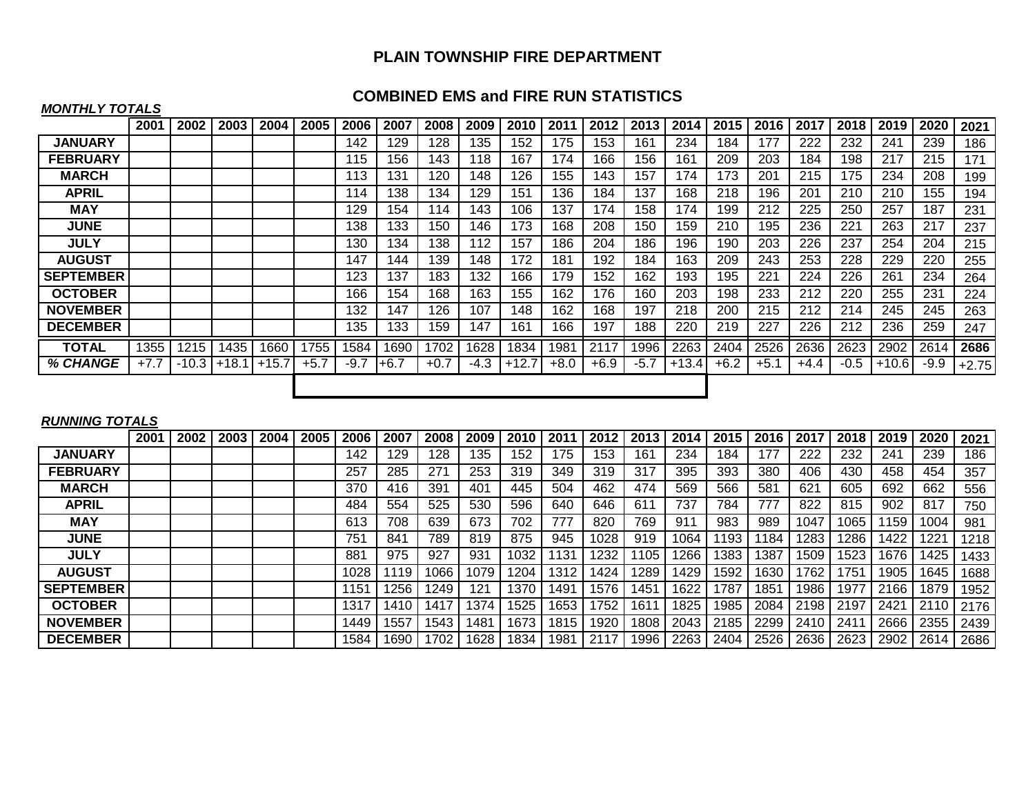# PLAIN TOWNSHIP FIRE DEPARTMENT

## COMBINED EMS and FIRE RUN STATISTICS

***MONTHLY TOTALS***

| | 2001 | 2002 | 2003 | 2004 | 2005 | 2006 | 2007 | 2008 | 2009 | 2010 | 2011 | 2012 | 2013 | 2014 | 2015 | 2016 | 2017 | 2018 | 2019 | 2020 | 2021 |
|---|---|---|---|---|---|---|---|---|---|---|---|---|---|---|---|---|---|---|---|---|---|
| **JANUARY** | | | | | | 142 | 129 | 128 | 135 | 152 | 175 | 153 | 161 | 234 | 184 | 177 | 222 | 232 | 241 | 239 | 186 |
| **FEBRUARY** | | | | | | 115 | 156 | 143 | 118 | 167 | 174 | 166 | 156 | 161 | 209 | 203 | 184 | 198 | 217 | 215 | 171 |
| **MARCH** | | | | | | 113 | 131 | 120 | 148 | 126 | 155 | 143 | 157 | 174 | 173 | 201 | 215 | 175 | 234 | 208 | 199 |
| **APRIL** | | | | | | 114 | 138 | 134 | 129 | 151 | 136 | 184 | 137 | 168 | 218 | 196 | 201 | 210 | 210 | 155 | 194 |
| **MAY** | | | | | | 129 | 154 | 114 | 143 | 106 | 137 | 174 | 158 | 174 | 199 | 212 | 225 | 250 | 257 | 187 | 231 |
| **JUNE** | | | | | | 138 | 133 | 150 | 146 | 173 | 168 | 208 | 150 | 159 | 210 | 195 | 236 | 221 | 263 | 217 | 237 |
| **JULY** | | | | | | 130 | 134 | 138 | 112 | 157 | 186 | 204 | 186 | 196 | 190 | 203 | 226 | 237 | 254 | 204 | 215 |
| **AUGUST** | | | | | | 147 | 144 | 139 | 148 | 172 | 181 | 192 | 184 | 163 | 209 | 243 | 253 | 228 | 229 | 220 | 255 |
| **SEPTEMBER** | | | | | | 123 | 137 | 183 | 132 | 166 | 179 | 152 | 162 | 193 | 195 | 221 | 224 | 226 | 261 | 234 | 264 |
| **OCTOBER** | | | | | | 166 | 154 | 168 | 163 | 155 | 162 | 176 | 160 | 203 | 198 | 233 | 212 | 220 | 255 | 231 | 224 |
| **NOVEMBER** | | | | | | 132 | 147 | 126 | 107 | 148 | 162 | 168 | 197 | 218 | 200 | 215 | 212 | 214 | 245 | 245 | 263 |
| **DECEMBER** | | | | | | 135 | 133 | 159 | 147 | 161 | 166 | 197 | 188 | 220 | 219 | 227 | 226 | 212 | 236 | 259 | 247 |
| **TOTAL** | 1355 | 1215 | 1435 | 1660 | 1755 | 1584 | 1690 | 1702 | 1628 | 1834 | 1981 | 2117 | 1996 | 2263 | 2404 | 2526 | 2636 | 2623 | 2902 | 2614 | **2686** |
| ***% CHANGE*** | +7.7 | -10.3 | +18.1 | +15.7 | +5.7 | -9.7 | +6.7 | +0.7 | -4.3 | +12.7 | +8.0 | +6.9 | -5.7 | +13.4 | +6.2 | +5.1 | +4.4 | -0.5 | +10.6 | -9.9 | +2.75 |

***RUNNING TOTALS***

| | 2001 | 2002 | 2003 | 2004 | 2005 | 2006 | 2007 | 2008 | 2009 | 2010 | 2011 | 2012 | 2013 | 2014 | 2015 | 2016 | 2017 | 2018 | 2019 | 2020 | 2021 |
|---|---|---|---|---|---|---|---|---|---|---|---|---|---|---|---|---|---|---|---|---|---|
| **JANUARY** | | | | | | 142 | 129 | 128 | 135 | 152 | 175 | 153 | 161 | 234 | 184 | 177 | 222 | 232 | 241 | 239 | 186 |
| **FEBRUARY** | | | | | | 257 | 285 | 271 | 253 | 319 | 349 | 319 | 317 | 395 | 393 | 380 | 406 | 430 | 458 | 454 | 357 |
| **MARCH** | | | | | | 370 | 416 | 391 | 401 | 445 | 504 | 462 | 474 | 569 | 566 | 581 | 621 | 605 | 692 | 662 | 556 |
| **APRIL** | | | | | | 484 | 554 | 525 | 530 | 596 | 640 | 646 | 611 | 737 | 784 | 777 | 822 | 815 | 902 | 817 | 750 |
| **MAY** | | | | | | 613 | 708 | 639 | 673 | 702 | 777 | 820 | 769 | 911 | 983 | 989 | 1047 | 1065 | 1159 | 1004 | 981 |
| **JUNE** | | | | | | 751 | 841 | 789 | 819 | 875 | 945 | 1028 | 919 | 1064 | 1193 | 1184 | 1283 | 1286 | 1422 | 1221 | 1218 |
| **JULY** | | | | | | 881 | 975 | 927 | 931 | 1032 | 1131 | 1232 | 1105 | 1266 | 1383 | 1387 | 1509 | 1523 | 1676 | 1425 | 1433 |
| **AUGUST** | | | | | | 1028 | 1119 | 1066 | 1079 | 1204 | 1312 | 1424 | 1289 | 1429 | 1592 | 1630 | 1762 | 1751 | 1905 | 1645 | 1688 |
| **SEPTEMBER** | | | | | | 1151 | 1256 | 1249 | 121 | 1370 | 1491 | 1576 | 1451 | 1622 | 1787 | 1851 | 1986 | 1977 | 2166 | 1879 | 1952 |
| **OCTOBER** | | | | | | 1317 | 1410 | 1417 | 1374 | 1525 | 1653 | 1752 | 1611 | 1825 | 1985 | 2084 | 2198 | 2197 | 2421 | 2110 | 2176 |
| **NOVEMBER** | | | | | | 1449 | 1557 | 1543 | 1481 | 1673 | 1815 | 1920 | 1808 | 2043 | 2185 | 2299 | 2410 | 2411 | 2666 | 2355 | 2439 |
| **DECEMBER** | | | | | | 1584 | 1690 | 1702 | 1628 | 1834 | 1981 | 2117 | 1996 | 2263 | 2404 | 2526 | 2636 | 2623 | 2902 | 2614 | 2686 |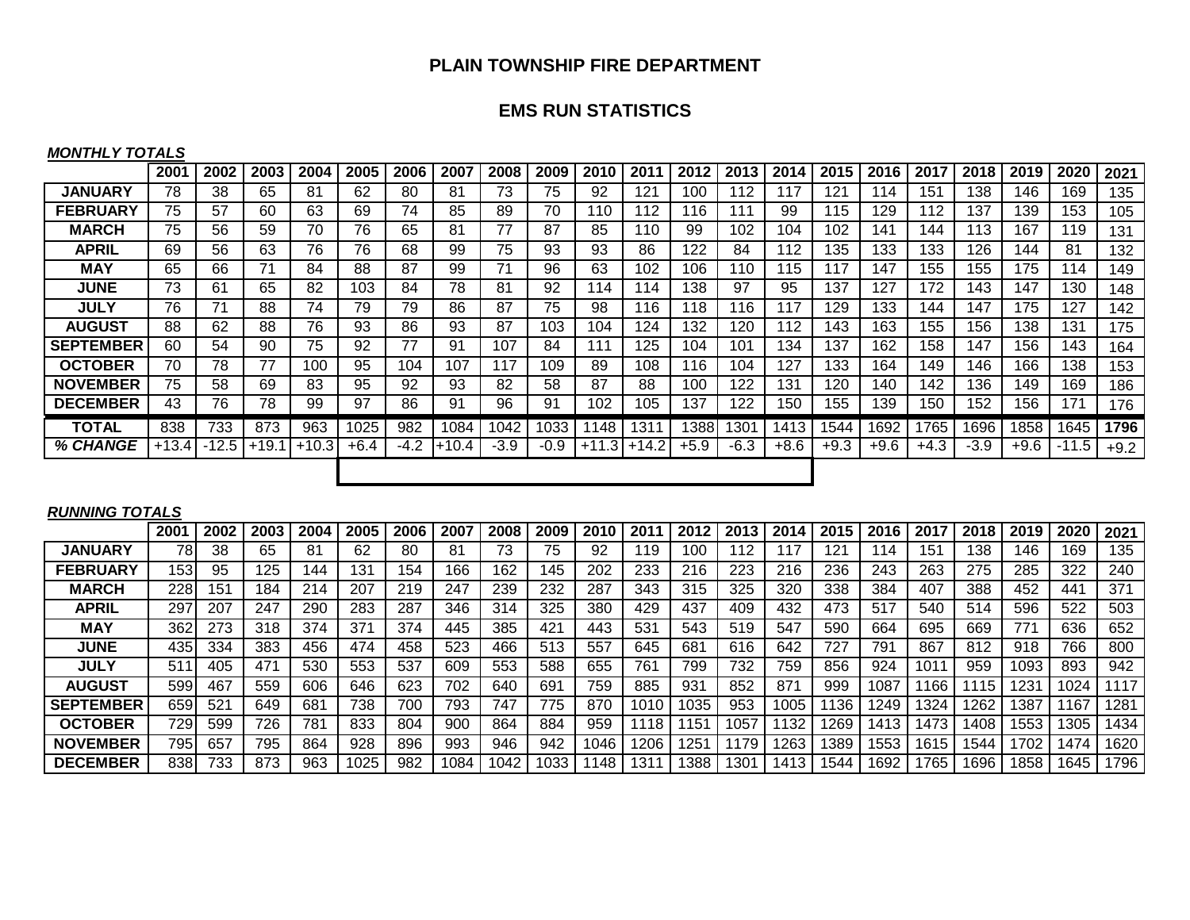# PLAIN TOWNSHIP FIRE DEPARTMENT

## EMS RUN STATISTICS

***MONTHLY TOTALS***

| | 2001 | 2002 | 2003 | 2004 | 2005 | 2006 | 2007 | 2008 | 2009 | 2010 | 2011 | 2012 | 2013 | 2014 | 2015 | 2016 | 2017 | 2018 | 2019 | 2020 | 2021 |
|---|---|---|---|---|---|---|---|---|---|---|---|---|---|---|---|---|---|---|---|---|---|
| **JANUARY** | 78 | 38 | 65 | 81 | 62 | 80 | 81 | 73 | 75 | 92 | 121 | 100 | 112 | 117 | 121 | 114 | 151 | 138 | 146 | 169 | 135 |
| **FEBRUARY** | 75 | 57 | 60 | 63 | 69 | 74 | 85 | 89 | 70 | 110 | 112 | 116 | 111 | 99 | 115 | 129 | 112 | 137 | 139 | 153 | 105 |
| **MARCH** | 75 | 56 | 59 | 70 | 76 | 65 | 81 | 77 | 87 | 85 | 110 | 99 | 102 | 104 | 102 | 141 | 144 | 113 | 167 | 119 | 131 |
| **APRIL** | 69 | 56 | 63 | 76 | 76 | 68 | 99 | 75 | 93 | 93 | 86 | 122 | 84 | 112 | 135 | 133 | 133 | 126 | 144 | 81 | 132 |
| **MAY** | 65 | 66 | 71 | 84 | 88 | 87 | 99 | 71 | 96 | 63 | 102 | 106 | 110 | 115 | 117 | 147 | 155 | 155 | 175 | 114 | 149 |
| **JUNE** | 73 | 61 | 65 | 82 | 103 | 84 | 78 | 81 | 92 | 114 | 114 | 138 | 97 | 95 | 137 | 127 | 172 | 143 | 147 | 130 | 148 |
| **JULY** | 76 | 71 | 88 | 74 | 79 | 79 | 86 | 87 | 75 | 98 | 116 | 118 | 116 | 117 | 129 | 133 | 144 | 147 | 175 | 127 | 142 |
| **AUGUST** | 88 | 62 | 88 | 76 | 93 | 86 | 93 | 87 | 103 | 104 | 124 | 132 | 120 | 112 | 143 | 163 | 155 | 156 | 138 | 131 | 175 |
| **SEPTEMBER** | 60 | 54 | 90 | 75 | 92 | 77 | 91 | 107 | 84 | 111 | 125 | 104 | 101 | 134 | 137 | 162 | 158 | 147 | 156 | 143 | 164 |
| **OCTOBER** | 70 | 78 | 77 | 100 | 95 | 104 | 107 | 117 | 109 | 89 | 108 | 116 | 104 | 127 | 133 | 164 | 149 | 146 | 166 | 138 | 153 |
| **NOVEMBER** | 75 | 58 | 69 | 83 | 95 | 92 | 93 | 82 | 58 | 87 | 88 | 100 | 122 | 131 | 120 | 140 | 142 | 136 | 149 | 169 | 186 |
| **DECEMBER** | 43 | 76 | 78 | 99 | 97 | 86 | 91 | 96 | 91 | 102 | 105 | 137 | 122 | 150 | 155 | 139 | 150 | 152 | 156 | 171 | 176 |
| **TOTAL** | 838 | 733 | 873 | 963 | 1025 | 982 | 1084 | 1042 | 1033 | 1148 | 1311 | 1388 | 1301 | 1413 | 1544 | 1692 | 1765 | 1696 | 1858 | 1645 | **1796** |
| ***% CHANGE*** | +13.4 | -12.5 | +19.1 | +10.3 | +6.4 | -4.2 | +10.4 | -3.9 | -0.9 | +11.3 | +14.2 | +5.9 | -6.3 | +8.6 | +9.3 | +9.6 | +4.3 | -3.9 | +9.6 | -11.5 | +9.2 |

***RUNNING TOTALS***

| | 2001 | 2002 | 2003 | 2004 | 2005 | 2006 | 2007 | 2008 | 2009 | 2010 | 2011 | 2012 | 2013 | 2014 | 2015 | 2016 | 2017 | 2018 | 2019 | 2020 | 2021 |
|---|---|---|---|---|---|---|---|---|---|---|---|---|---|---|---|---|---|---|---|---|---|
| **JANUARY** | 78 | 38 | 65 | 81 | 62 | 80 | 81 | 73 | 75 | 92 | 119 | 100 | 112 | 117 | 121 | 114 | 151 | 138 | 146 | 169 | 135 |
| **FEBRUARY** | 153 | 95 | 125 | 144 | 131 | 154 | 166 | 162 | 145 | 202 | 233 | 216 | 223 | 216 | 236 | 243 | 263 | 275 | 285 | 322 | 240 |
| **MARCH** | 228 | 151 | 184 | 214 | 207 | 219 | 247 | 239 | 232 | 287 | 343 | 315 | 325 | 320 | 338 | 384 | 407 | 388 | 452 | 441 | 371 |
| **APRIL** | 297 | 207 | 247 | 290 | 283 | 287 | 346 | 314 | 325 | 380 | 429 | 437 | 409 | 432 | 473 | 517 | 540 | 514 | 596 | 522 | 503 |
| **MAY** | 362 | 273 | 318 | 374 | 371 | 374 | 445 | 385 | 421 | 443 | 531 | 543 | 519 | 547 | 590 | 664 | 695 | 669 | 771 | 636 | 652 |
| **JUNE** | 435 | 334 | 383 | 456 | 474 | 458 | 523 | 466 | 513 | 557 | 645 | 681 | 616 | 642 | 727 | 791 | 867 | 812 | 918 | 766 | 800 |
| **JULY** | 511 | 405 | 471 | 530 | 553 | 537 | 609 | 553 | 588 | 655 | 761 | 799 | 732 | 759 | 856 | 924 | 1011 | 959 | 1093 | 893 | 942 |
| **AUGUST** | 599 | 467 | 559 | 606 | 646 | 623 | 702 | 640 | 691 | 759 | 885 | 931 | 852 | 871 | 999 | 1087 | 1166 | 1115 | 1231 | 1024 | 1117 |
| **SEPTEMBER** | 659 | 521 | 649 | 681 | 738 | 700 | 793 | 747 | 775 | 870 | 1010 | 1035 | 953 | 1005 | 1136 | 1249 | 1324 | 1262 | 1387 | 1167 | 1281 |
| **OCTOBER** | 729 | 599 | 726 | 781 | 833 | 804 | 900 | 864 | 884 | 959 | 1118 | 1151 | 1057 | 1132 | 1269 | 1413 | 1473 | 1408 | 1553 | 1305 | 1434 |
| **NOVEMBER** | 795 | 657 | 795 | 864 | 928 | 896 | 993 | 946 | 942 | 1046 | 1206 | 1251 | 1179 | 1263 | 1389 | 1553 | 1615 | 1544 | 1702 | 1474 | 1620 |
| **DECEMBER** | 838 | 733 | 873 | 963 | 1025 | 982 | 1084 | 1042 | 1033 | 1148 | 1311 | 1388 | 1301 | 1413 | 1544 | 1692 | 1765 | 1696 | 1858 | 1645 | 1796 |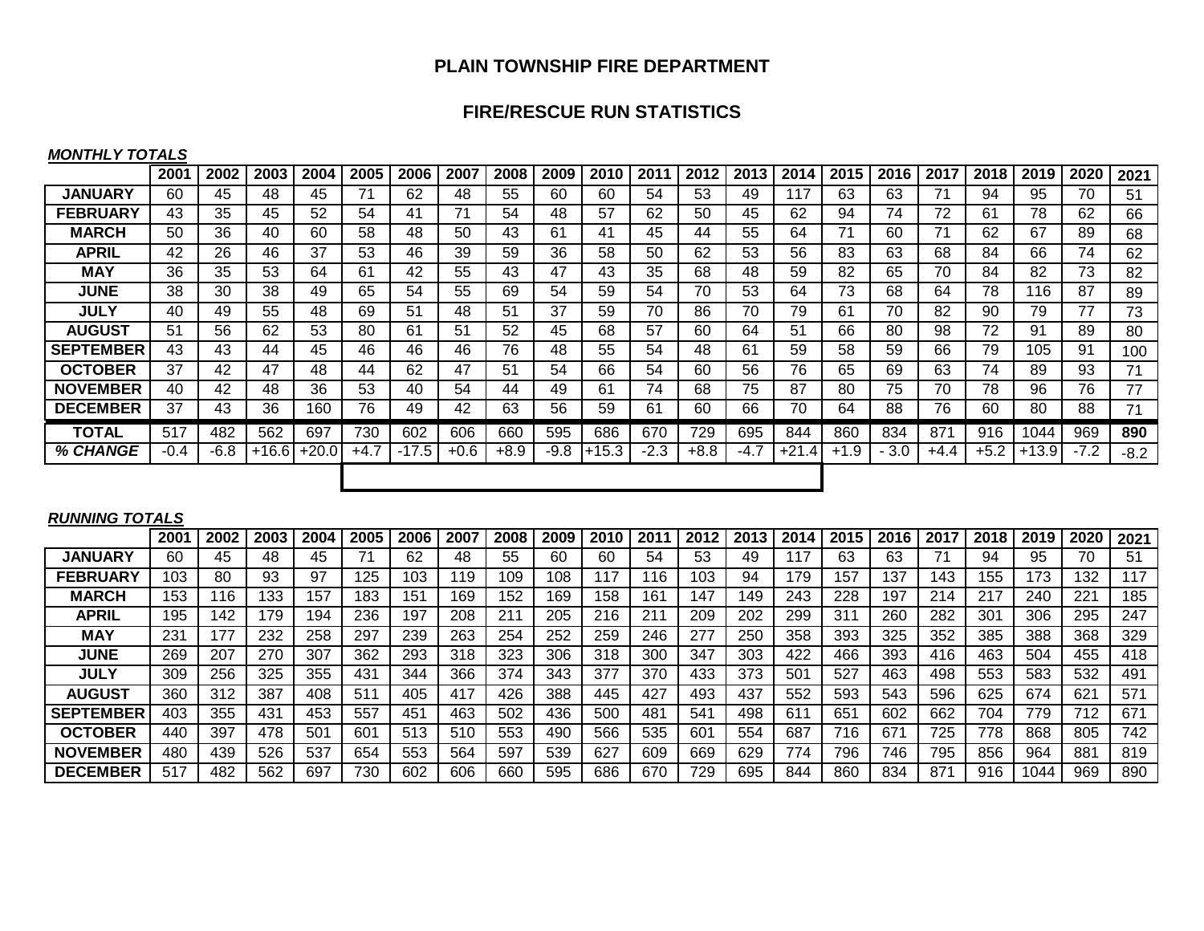# PLAIN TOWNSHIP FIRE DEPARTMENT

## FIRE/RESCUE RUN STATISTICS

***MONTHLY TOTALS***

| | 2001 | 2002 | 2003 | 2004 | 2005 | 2006 | 2007 | 2008 | 2009 | 2010 | 2011 | 2012 | 2013 | 2014 | 2015 | 2016 | 2017 | 2018 | 2019 | 2020 | 2021 |
|---|---|---|---|---|---|---|---|---|---|---|---|---|---|---|---|---|---|---|---|---|---|
| **JANUARY** | 60 | 45 | 48 | 45 | 71 | 62 | 48 | 55 | 60 | 60 | 54 | 53 | 49 | 117 | 63 | 63 | 71 | 94 | 95 | 70 | 51 |
| **FEBRUARY** | 43 | 35 | 45 | 52 | 54 | 41 | 71 | 54 | 48 | 57 | 62 | 50 | 45 | 62 | 94 | 74 | 72 | 61 | 78 | 62 | 66 |
| **MARCH** | 50 | 36 | 40 | 60 | 58 | 48 | 50 | 43 | 61 | 41 | 45 | 44 | 55 | 64 | 71 | 60 | 71 | 62 | 67 | 89 | 68 |
| **APRIL** | 42 | 26 | 46 | 37 | 53 | 46 | 39 | 59 | 36 | 58 | 50 | 62 | 53 | 56 | 83 | 63 | 68 | 84 | 66 | 74 | 62 |
| **MAY** | 36 | 35 | 53 | 64 | 61 | 42 | 55 | 43 | 47 | 43 | 35 | 68 | 48 | 59 | 82 | 65 | 70 | 84 | 82 | 73 | 82 |
| **JUNE** | 38 | 30 | 38 | 49 | 65 | 54 | 55 | 69 | 54 | 59 | 54 | 70 | 53 | 64 | 73 | 68 | 64 | 78 | 116 | 87 | 89 |
| **JULY** | 40 | 49 | 55 | 48 | 69 | 51 | 48 | 51 | 37 | 59 | 70 | 86 | 70 | 79 | 61 | 70 | 82 | 90 | 79 | 77 | 73 |
| **AUGUST** | 51 | 56 | 62 | 53 | 80 | 61 | 51 | 52 | 45 | 68 | 57 | 60 | 64 | 51 | 66 | 80 | 98 | 72 | 91 | 89 | 80 |
| **SEPTEMBER** | 43 | 43 | 44 | 45 | 46 | 46 | 46 | 76 | 48 | 55 | 54 | 48 | 61 | 59 | 58 | 59 | 66 | 79 | 105 | 91 | 100 |
| **OCTOBER** | 37 | 42 | 47 | 48 | 44 | 62 | 47 | 51 | 54 | 66 | 54 | 60 | 56 | 76 | 65 | 69 | 63 | 74 | 89 | 93 | 71 |
| **NOVEMBER** | 40 | 42 | 48 | 36 | 53 | 40 | 54 | 44 | 49 | 61 | 74 | 68 | 75 | 87 | 80 | 75 | 70 | 78 | 96 | 76 | 77 |
| **DECEMBER** | 37 | 43 | 36 | 160 | 76 | 49 | 42 | 63 | 56 | 59 | 61 | 60 | 66 | 70 | 64 | 88 | 76 | 60 | 80 | 88 | 71 |
| **TOTAL** | 517 | 482 | 562 | 697 | 730 | 602 | 606 | 660 | 595 | 686 | 670 | 729 | 695 | 844 | 860 | 834 | 871 | 916 | 1044 | 969 | **890** |
| ***% CHANGE*** | -0.4 | -6.8 | +16.6 | +20.0 | +4.7 | -17.5 | +0.6 | +8.9 | -9.8 | +15.3 | -2.3 | +8.8 | -4.7 | +21.4 | +1.9 | - 3.0 | +4.4 | +5.2 | +13.9 | -7.2 | -8.2 |

***RUNNING TOTALS***

| | 2001 | 2002 | 2003 | 2004 | 2005 | 2006 | 2007 | 2008 | 2009 | 2010 | 2011 | 2012 | 2013 | 2014 | 2015 | 2016 | 2017 | 2018 | 2019 | 2020 | 2021 |
|---|---|---|---|---|---|---|---|---|---|---|---|---|---|---|---|---|---|---|---|---|---|
| **JANUARY** | 60 | 45 | 48 | 45 | 71 | 62 | 48 | 55 | 60 | 60 | 54 | 53 | 49 | 117 | 63 | 63 | 71 | 94 | 95 | 70 | 51 |
| **FEBRUARY** | 103 | 80 | 93 | 97 | 125 | 103 | 119 | 109 | 108 | 117 | 116 | 103 | 94 | 179 | 157 | 137 | 143 | 155 | 173 | 132 | 117 |
| **MARCH** | 153 | 116 | 133 | 157 | 183 | 151 | 169 | 152 | 169 | 158 | 161 | 147 | 149 | 243 | 228 | 197 | 214 | 217 | 240 | 221 | 185 |
| **APRIL** | 195 | 142 | 179 | 194 | 236 | 197 | 208 | 211 | 205 | 216 | 211 | 209 | 202 | 299 | 311 | 260 | 282 | 301 | 306 | 295 | 247 |
| **MAY** | 231 | 177 | 232 | 258 | 297 | 239 | 263 | 254 | 252 | 259 | 246 | 277 | 250 | 358 | 393 | 325 | 352 | 385 | 388 | 368 | 329 |
| **JUNE** | 269 | 207 | 270 | 307 | 362 | 293 | 318 | 323 | 306 | 318 | 300 | 347 | 303 | 422 | 466 | 393 | 416 | 463 | 504 | 455 | 418 |
| **JULY** | 309 | 256 | 325 | 355 | 431 | 344 | 366 | 374 | 343 | 377 | 370 | 433 | 373 | 501 | 527 | 463 | 498 | 553 | 583 | 532 | 491 |
| **AUGUST** | 360 | 312 | 387 | 408 | 511 | 405 | 417 | 426 | 388 | 445 | 427 | 493 | 437 | 552 | 593 | 543 | 596 | 625 | 674 | 621 | 571 |
| **SEPTEMBER** | 403 | 355 | 431 | 453 | 557 | 451 | 463 | 502 | 436 | 500 | 481 | 541 | 498 | 611 | 651 | 602 | 662 | 704 | 779 | 712 | 671 |
| **OCTOBER** | 440 | 397 | 478 | 501 | 601 | 513 | 510 | 553 | 490 | 566 | 535 | 601 | 554 | 687 | 716 | 671 | 725 | 778 | 868 | 805 | 742 |
| **NOVEMBER** | 480 | 439 | 526 | 537 | 654 | 553 | 564 | 597 | 539 | 627 | 609 | 669 | 629 | 774 | 796 | 746 | 795 | 856 | 964 | 881 | 819 |
| **DECEMBER** | 517 | 482 | 562 | 697 | 730 | 602 | 606 | 660 | 595 | 686 | 670 | 729 | 695 | 844 | 860 | 834 | 871 | 916 | 1044 | 969 | 890 |